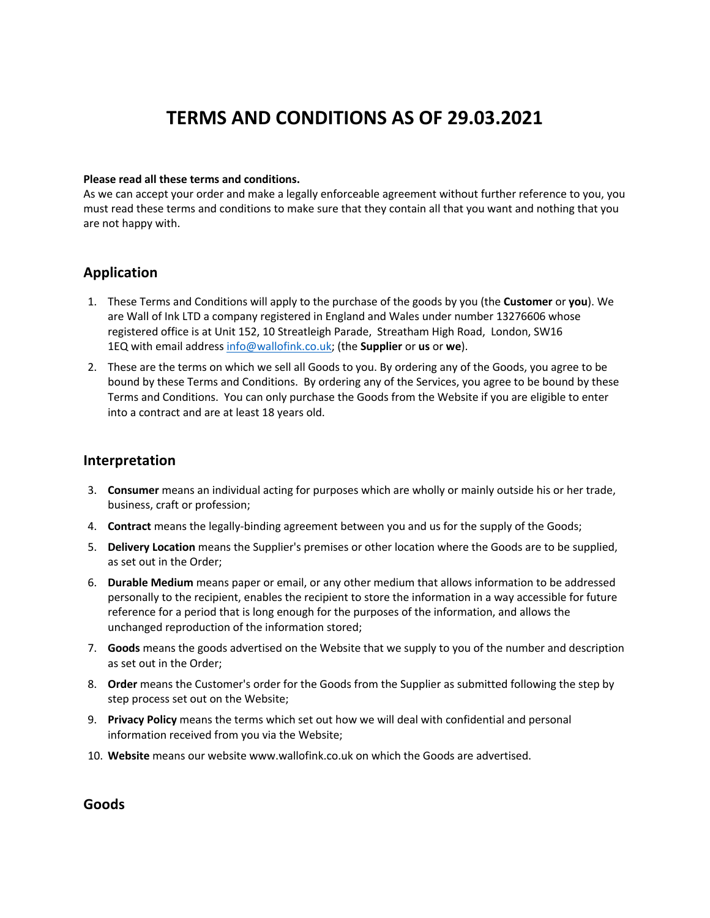# TERMS AND CONDITIONS AS OF 29.03.2021

**Please read all these terms and conditions.**
As we can accept your order and make a legally enforceable agreement without further reference to you, you must read these terms and conditions to make sure that they contain all that you want and nothing that you are not happy with.

## Application

1. These Terms and Conditions will apply to the purchase of the goods by you (the **Customer** or **you**). We are Wall of Ink LTD a company registered in England and Wales under number 13276606 whose registered office is at Unit 152, 10 Streatleigh Parade, Streatham High Road, London, SW16 1EQ with email address info@wallofink.co.uk; (the **Supplier** or **us** or **we**).
2. These are the terms on which we sell all Goods to you. By ordering any of the Goods, you agree to be bound by these Terms and Conditions. By ordering any of the Services, you agree to be bound by these Terms and Conditions. You can only purchase the Goods from the Website if you are eligible to enter into a contract and are at least 18 years old.

## Interpretation

3. **Consumer** means an individual acting for purposes which are wholly or mainly outside his or her trade, business, craft or profession;
4. **Contract** means the legally-binding agreement between you and us for the supply of the Goods;
5. **Delivery Location** means the Supplier's premises or other location where the Goods are to be supplied, as set out in the Order;
6. **Durable Medium** means paper or email, or any other medium that allows information to be addressed personally to the recipient, enables the recipient to store the information in a way accessible for future reference for a period that is long enough for the purposes of the information, and allows the unchanged reproduction of the information stored;
7. **Goods** means the goods advertised on the Website that we supply to you of the number and description as set out in the Order;
8. **Order** means the Customer's order for the Goods from the Supplier as submitted following the step by step process set out on the Website;
9. **Privacy Policy** means the terms which set out how we will deal with confidential and personal information received from you via the Website;
10. **Website** means our website www.wallofink.co.uk on which the Goods are advertised.

## Goods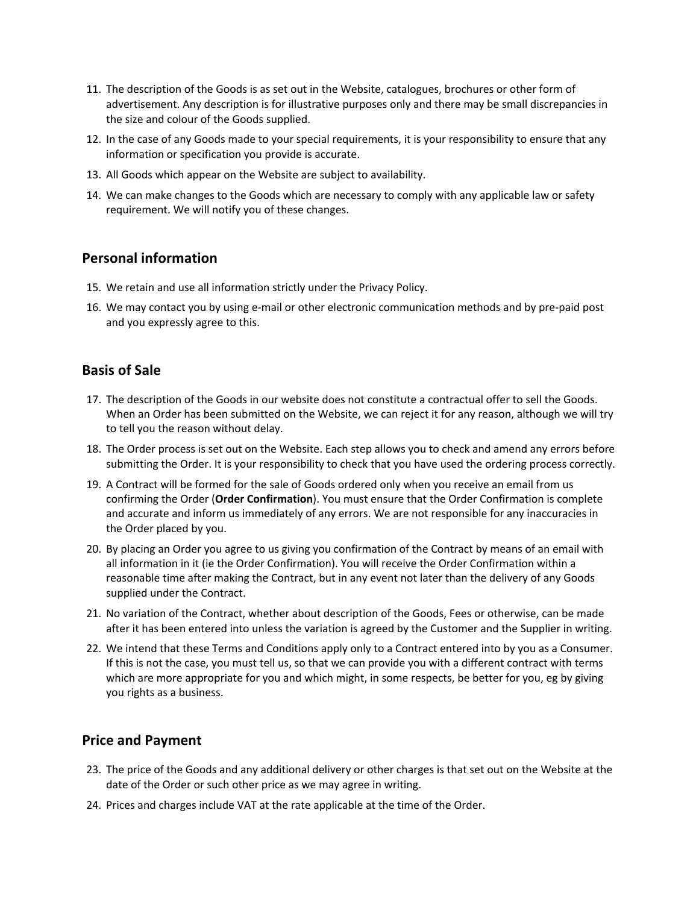11. The description of the Goods is as set out in the Website, catalogues, brochures or other form of advertisement. Any description is for illustrative purposes only and there may be small discrepancies in the size and colour of the Goods supplied.
12. In the case of any Goods made to your special requirements, it is your responsibility to ensure that any information or specification you provide is accurate.
13. All Goods which appear on the Website are subject to availability.
14. We can make changes to the Goods which are necessary to comply with any applicable law or safety requirement. We will notify you of these changes.

## Personal information

15. We retain and use all information strictly under the Privacy Policy.
16. We may contact you by using e-mail or other electronic communication methods and by pre-paid post and you expressly agree to this.

## Basis of Sale

17. The description of the Goods in our website does not constitute a contractual offer to sell the Goods. When an Order has been submitted on the Website, we can reject it for any reason, although we will try to tell you the reason without delay.
18. The Order process is set out on the Website. Each step allows you to check and amend any errors before submitting the Order. It is your responsibility to check that you have used the ordering process correctly.
19. A Contract will be formed for the sale of Goods ordered only when you receive an email from us confirming the Order (**Order Confirmation**). You must ensure that the Order Confirmation is complete and accurate and inform us immediately of any errors. We are not responsible for any inaccuracies in the Order placed by you.
20. By placing an Order you agree to us giving you confirmation of the Contract by means of an email with all information in it (ie the Order Confirmation). You will receive the Order Confirmation within a reasonable time after making the Contract, but in any event not later than the delivery of any Goods supplied under the Contract.
21. No variation of the Contract, whether about description of the Goods, Fees or otherwise, can be made after it has been entered into unless the variation is agreed by the Customer and the Supplier in writing.
22. We intend that these Terms and Conditions apply only to a Contract entered into by you as a Consumer. If this is not the case, you must tell us, so that we can provide you with a different contract with terms which are more appropriate for you and which might, in some respects, be better for you, eg by giving you rights as a business.

## Price and Payment

23. The price of the Goods and any additional delivery or other charges is that set out on the Website at the date of the Order or such other price as we may agree in writing.
24. Prices and charges include VAT at the rate applicable at the time of the Order.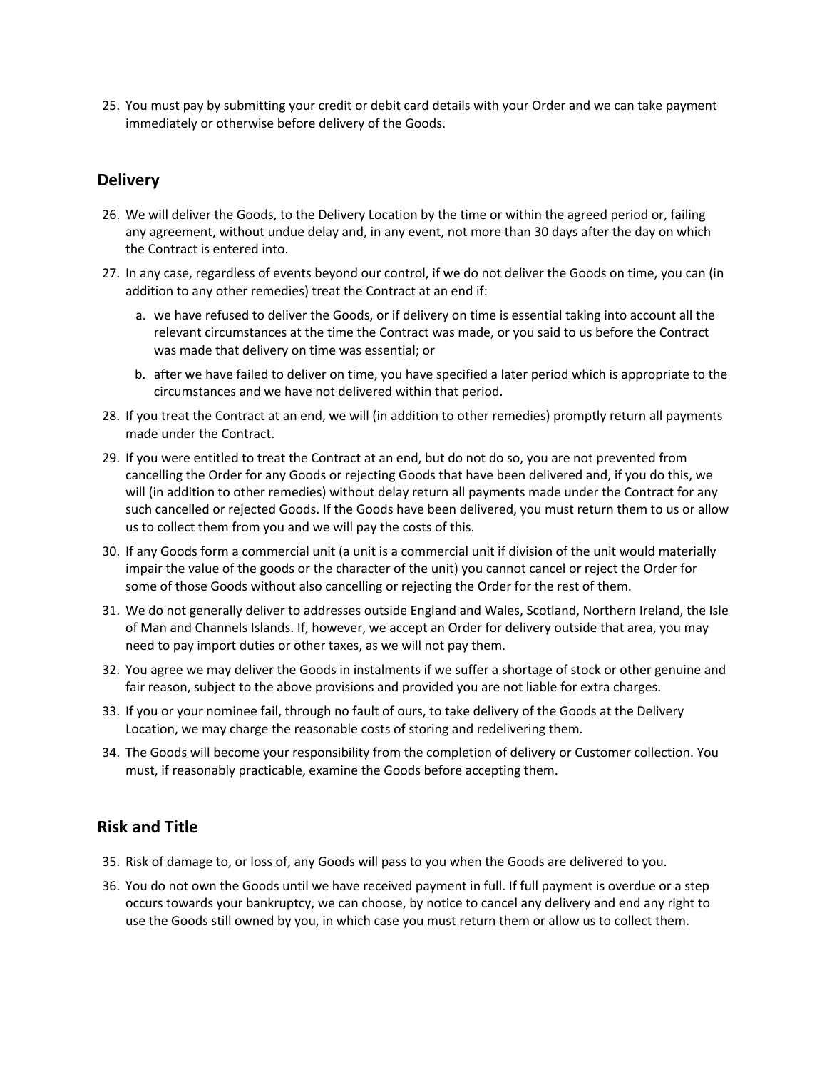25. You must pay by submitting your credit or debit card details with your Order and we can take payment immediately or otherwise before delivery of the Goods.

## Delivery

26. We will deliver the Goods, to the Delivery Location by the time or within the agreed period or, failing any agreement, without undue delay and, in any event, not more than 30 days after the day on which the Contract is entered into.
27. In any case, regardless of events beyond our control, if we do not deliver the Goods on time, you can (in addition to any other remedies) treat the Contract at an end if:
    a. we have refused to deliver the Goods, or if delivery on time is essential taking into account all the relevant circumstances at the time the Contract was made, or you said to us before the Contract was made that delivery on time was essential; or
    b. after we have failed to deliver on time, you have specified a later period which is appropriate to the circumstances and we have not delivered within that period.
28. If you treat the Contract at an end, we will (in addition to other remedies) promptly return all payments made under the Contract.
29. If you were entitled to treat the Contract at an end, but do not do so, you are not prevented from cancelling the Order for any Goods or rejecting Goods that have been delivered and, if you do this, we will (in addition to other remedies) without delay return all payments made under the Contract for any such cancelled or rejected Goods. If the Goods have been delivered, you must return them to us or allow us to collect them from you and we will pay the costs of this.
30. If any Goods form a commercial unit (a unit is a commercial unit if division of the unit would materially impair the value of the goods or the character of the unit) you cannot cancel or reject the Order for some of those Goods without also cancelling or rejecting the Order for the rest of them.
31. We do not generally deliver to addresses outside England and Wales, Scotland, Northern Ireland, the Isle of Man and Channels Islands. If, however, we accept an Order for delivery outside that area, you may need to pay import duties or other taxes, as we will not pay them.
32. You agree we may deliver the Goods in instalments if we suffer a shortage of stock or other genuine and fair reason, subject to the above provisions and provided you are not liable for extra charges.
33. If you or your nominee fail, through no fault of ours, to take delivery of the Goods at the Delivery Location, we may charge the reasonable costs of storing and redelivering them.
34. The Goods will become your responsibility from the completion of delivery or Customer collection. You must, if reasonably practicable, examine the Goods before accepting them.

## Risk and Title

35. Risk of damage to, or loss of, any Goods will pass to you when the Goods are delivered to you.
36. You do not own the Goods until we have received payment in full. If full payment is overdue or a step occurs towards your bankruptcy, we can choose, by notice to cancel any delivery and end any right to use the Goods still owned by you, in which case you must return them or allow us to collect them.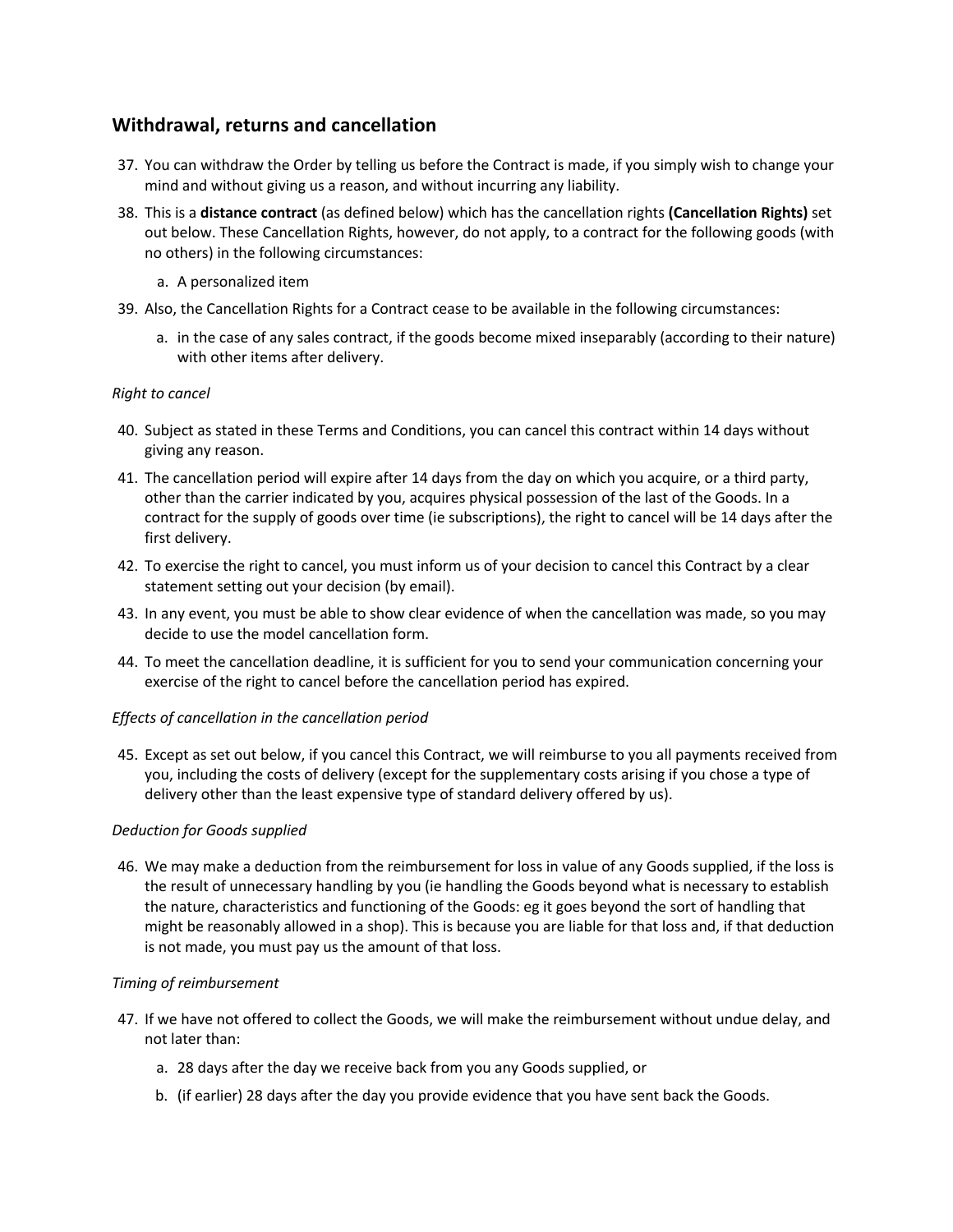## Withdrawal, returns and cancellation

37. You can withdraw the Order by telling us before the Contract is made, if you simply wish to change your mind and without giving us a reason, and without incurring any liability.
38. This is a **distance contract** (as defined below) which has the cancellation rights **(Cancellation Rights)** set out below. These Cancellation Rights, however, do not apply, to a contract for the following goods (with no others) in the following circumstances:
    a. A personalized item
39. Also, the Cancellation Rights for a Contract cease to be available in the following circumstances:
    a. in the case of any sales contract, if the goods become mixed inseparably (according to their nature) with other items after delivery.

*Right to cancel*

40. Subject as stated in these Terms and Conditions, you can cancel this contract within 14 days without giving any reason.
41. The cancellation period will expire after 14 days from the day on which you acquire, or a third party, other than the carrier indicated by you, acquires physical possession of the last of the Goods. In a contract for the supply of goods over time (ie subscriptions), the right to cancel will be 14 days after the first delivery.
42. To exercise the right to cancel, you must inform us of your decision to cancel this Contract by a clear statement setting out your decision (by email).
43. In any event, you must be able to show clear evidence of when the cancellation was made, so you may decide to use the model cancellation form.
44. To meet the cancellation deadline, it is sufficient for you to send your communication concerning your exercise of the right to cancel before the cancellation period has expired.

*Effects of cancellation in the cancellation period*

45. Except as set out below, if you cancel this Contract, we will reimburse to you all payments received from you, including the costs of delivery (except for the supplementary costs arising if you chose a type of delivery other than the least expensive type of standard delivery offered by us).

*Deduction for Goods supplied*

46. We may make a deduction from the reimbursement for loss in value of any Goods supplied, if the loss is the result of unnecessary handling by you (ie handling the Goods beyond what is necessary to establish the nature, characteristics and functioning of the Goods: eg it goes beyond the sort of handling that might be reasonably allowed in a shop). This is because you are liable for that loss and, if that deduction is not made, you must pay us the amount of that loss.

*Timing of reimbursement*

47. If we have not offered to collect the Goods, we will make the reimbursement without undue delay, and not later than:
    a. 28 days after the day we receive back from you any Goods supplied, or
    b. (if earlier) 28 days after the day you provide evidence that you have sent back the Goods.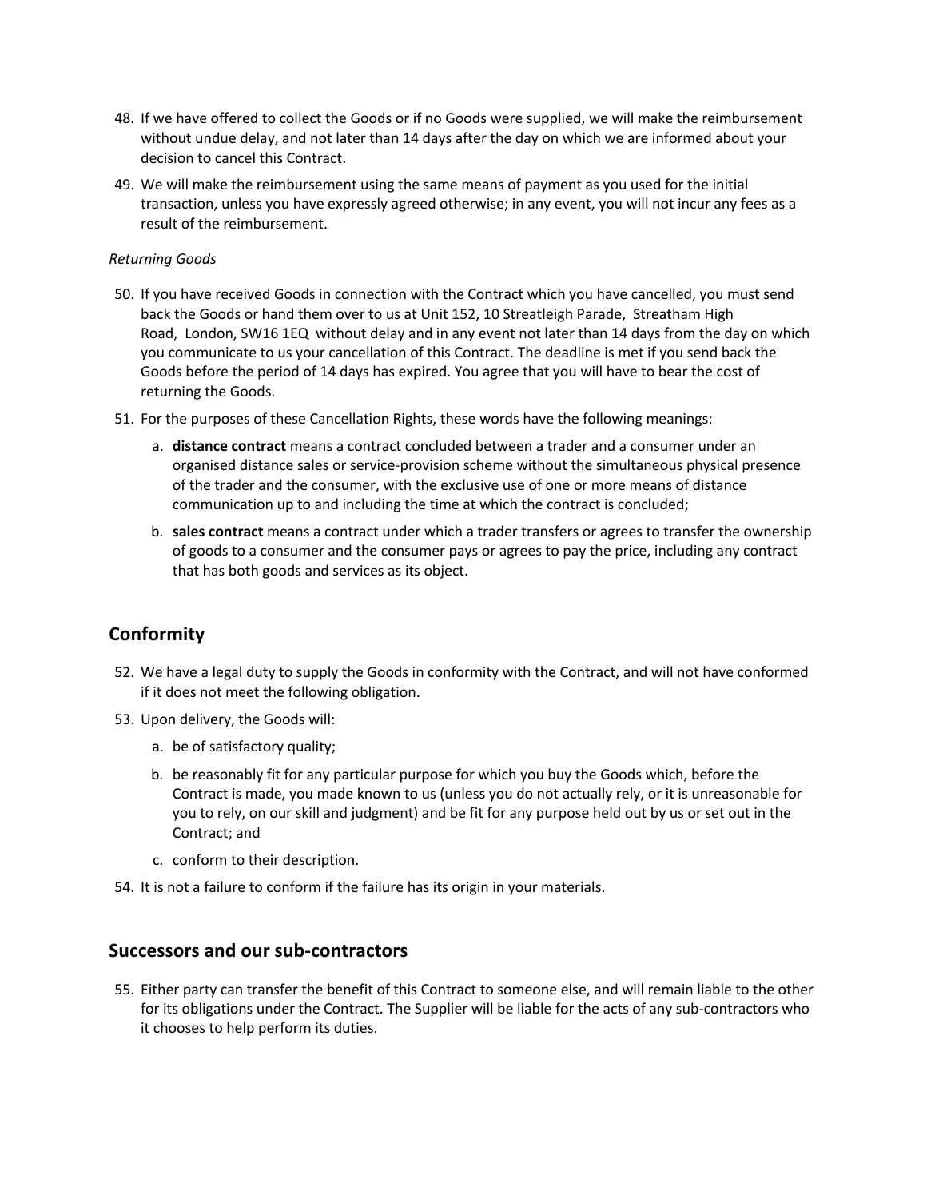48. If we have offered to collect the Goods or if no Goods were supplied, we will make the reimbursement without undue delay, and not later than 14 days after the day on which we are informed about your decision to cancel this Contract.
49. We will make the reimbursement using the same means of payment as you used for the initial transaction, unless you have expressly agreed otherwise; in any event, you will not incur any fees as a result of the reimbursement.

*Returning Goods*

50. If you have received Goods in connection with the Contract which you have cancelled, you must send back the Goods or hand them over to us at Unit 152, 10 Streatleigh Parade, Streatham High Road, London, SW16 1EQ without delay and in any event not later than 14 days from the day on which you communicate to us your cancellation of this Contract. The deadline is met if you send back the Goods before the period of 14 days has expired. You agree that you will have to bear the cost of returning the Goods.
51. For the purposes of these Cancellation Rights, these words have the following meanings:
    a. **distance contract** means a contract concluded between a trader and a consumer under an organised distance sales or service-provision scheme without the simultaneous physical presence of the trader and the consumer, with the exclusive use of one or more means of distance communication up to and including the time at which the contract is concluded;
    b. **sales contract** means a contract under which a trader transfers or agrees to transfer the ownership of goods to a consumer and the consumer pays or agrees to pay the price, including any contract that has both goods and services as its object.

## Conformity

52. We have a legal duty to supply the Goods in conformity with the Contract, and will not have conformed if it does not meet the following obligation.
53. Upon delivery, the Goods will:
    a. be of satisfactory quality;
    b. be reasonably fit for any particular purpose for which you buy the Goods which, before the Contract is made, you made known to us (unless you do not actually rely, or it is unreasonable for you to rely, on our skill and judgment) and be fit for any purpose held out by us or set out in the Contract; and
    c. conform to their description.
54. It is not a failure to conform if the failure has its origin in your materials.

## Successors and our sub-contractors

55. Either party can transfer the benefit of this Contract to someone else, and will remain liable to the other for its obligations under the Contract. The Supplier will be liable for the acts of any sub-contractors who it chooses to help perform its duties.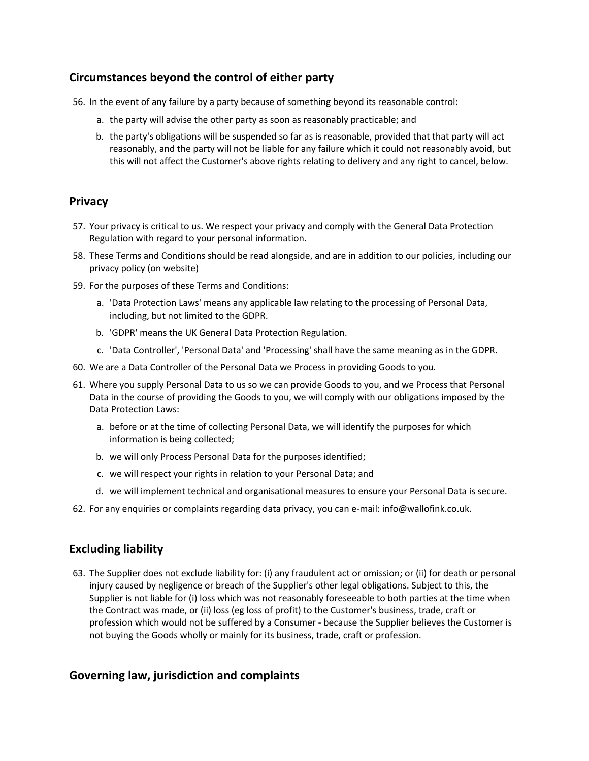## Circumstances beyond the control of either party

56. In the event of any failure by a party because of something beyond its reasonable control:
    a. the party will advise the other party as soon as reasonably practicable; and
    b. the party's obligations will be suspended so far as is reasonable, provided that that party will act reasonably, and the party will not be liable for any failure which it could not reasonably avoid, but this will not affect the Customer's above rights relating to delivery and any right to cancel, below.

## Privacy

57. Your privacy is critical to us. We respect your privacy and comply with the General Data Protection Regulation with regard to your personal information.
58. These Terms and Conditions should be read alongside, and are in addition to our policies, including our privacy policy (on website)
59. For the purposes of these Terms and Conditions:
    a. 'Data Protection Laws' means any applicable law relating to the processing of Personal Data, including, but not limited to the GDPR.
    b. 'GDPR' means the UK General Data Protection Regulation.
    c. 'Data Controller', 'Personal Data' and 'Processing' shall have the same meaning as in the GDPR.
60. We are a Data Controller of the Personal Data we Process in providing Goods to you.
61. Where you supply Personal Data to us so we can provide Goods to you, and we Process that Personal Data in the course of providing the Goods to you, we will comply with our obligations imposed by the Data Protection Laws:
    a. before or at the time of collecting Personal Data, we will identify the purposes for which information is being collected;
    b. we will only Process Personal Data for the purposes identified;
    c. we will respect your rights in relation to your Personal Data; and
    d. we will implement technical and organisational measures to ensure your Personal Data is secure.
62. For any enquiries or complaints regarding data privacy, you can e-mail: info@wallofink.co.uk.

## Excluding liability

63. The Supplier does not exclude liability for: (i) any fraudulent act or omission; or (ii) for death or personal injury caused by negligence or breach of the Supplier's other legal obligations. Subject to this, the Supplier is not liable for (i) loss which was not reasonably foreseeable to both parties at the time when the Contract was made, or (ii) loss (eg loss of profit) to the Customer's business, trade, craft or profession which would not be suffered by a Consumer - because the Supplier believes the Customer is not buying the Goods wholly or mainly for its business, trade, craft or profession.

## Governing law, jurisdiction and complaints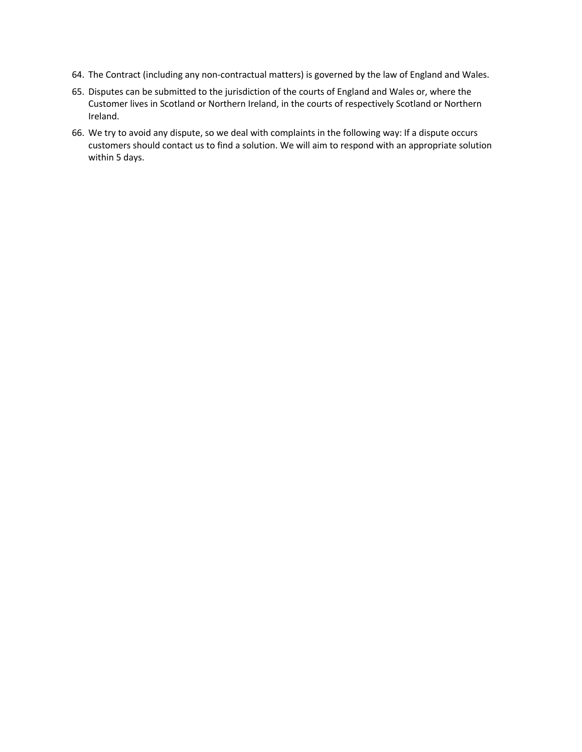64. The Contract (including any non-contractual matters) is governed by the law of England and Wales.
65. Disputes can be submitted to the jurisdiction of the courts of England and Wales or, where the Customer lives in Scotland or Northern Ireland, in the courts of respectively Scotland or Northern Ireland.
66. We try to avoid any dispute, so we deal with complaints in the following way: If a dispute occurs customers should contact us to find a solution. We will aim to respond with an appropriate solution within 5 days.